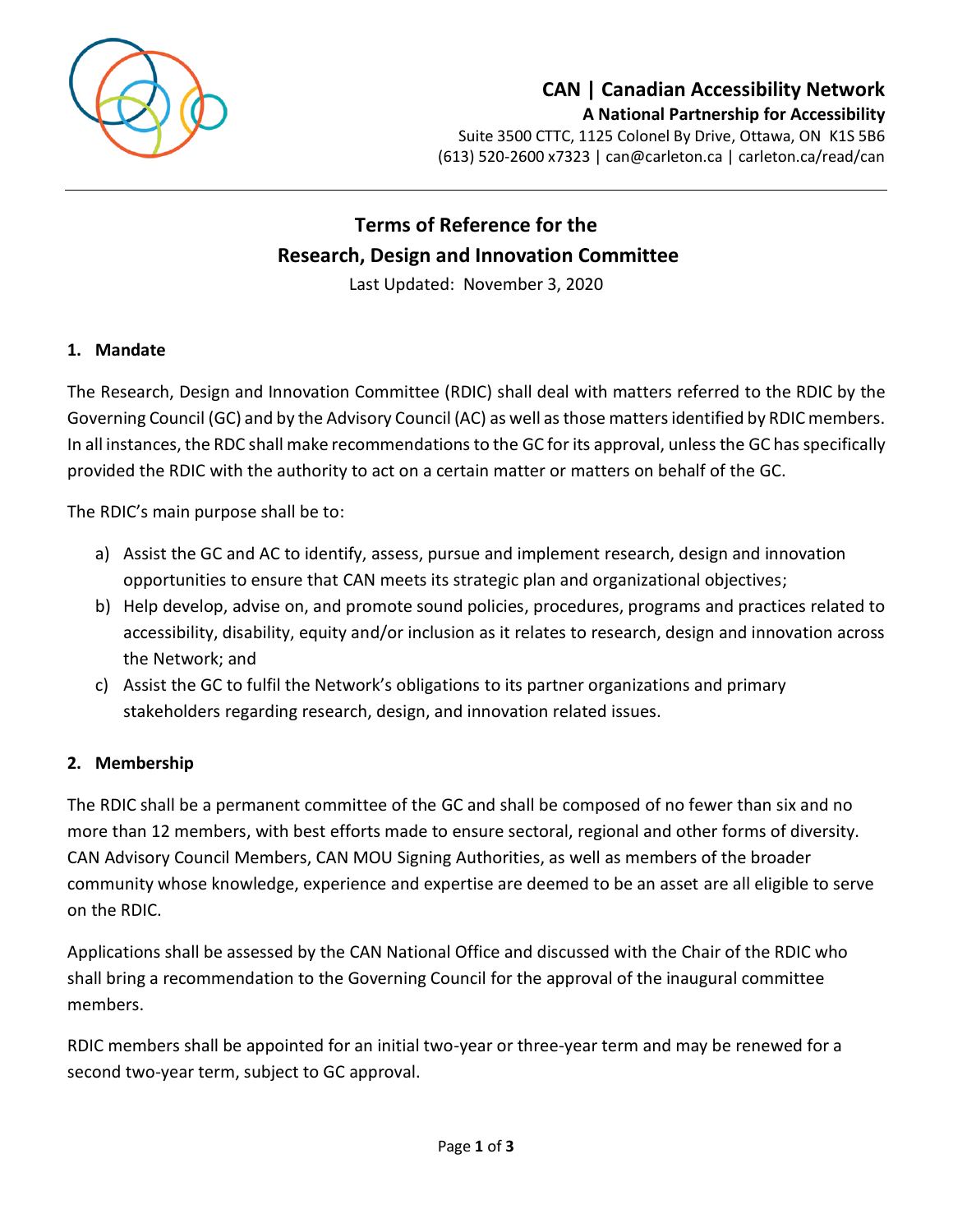**CAN | Canadian Accessibility Network**
**A National Partnership for Accessibility**
Suite 3500 CTTC, 1125 Colonel By Drive, Ottawa, ON K1S 5B6
(613) 520-2600 x7323 | can@carleton.ca | carleton.ca/read/can

# Terms of Reference for the Research, Design and Innovation Committee

Last Updated: November 3, 2020

## 1. Mandate

The Research, Design and Innovation Committee (RDIC) shall deal with matters referred to the RDIC by the Governing Council (GC) and by the Advisory Council (AC) as well as those matters identified by RDIC members. In all instances, the RDC shall make recommendations to the GC for its approval, unless the GC has specifically provided the RDIC with the authority to act on a certain matter or matters on behalf of the GC.

The RDIC's main purpose shall be to:

a) Assist the GC and AC to identify, assess, pursue and implement research, design and innovation opportunities to ensure that CAN meets its strategic plan and organizational objectives;
b) Help develop, advise on, and promote sound policies, procedures, programs and practices related to accessibility, disability, equity and/or inclusion as it relates to research, design and innovation across the Network; and
c) Assist the GC to fulfil the Network's obligations to its partner organizations and primary stakeholders regarding research, design, and innovation related issues.

## 2. Membership

The RDIC shall be a permanent committee of the GC and shall be composed of no fewer than six and no more than 12 members, with best efforts made to ensure sectoral, regional and other forms of diversity. CAN Advisory Council Members, CAN MOU Signing Authorities, as well as members of the broader community whose knowledge, experience and expertise are deemed to be an asset are all eligible to serve on the RDIC.

Applications shall be assessed by the CAN National Office and discussed with the Chair of the RDIC who shall bring a recommendation to the Governing Council for the approval of the inaugural committee members.

RDIC members shall be appointed for an initial two-year or three-year term and may be renewed for a second two-year term, subject to GC approval.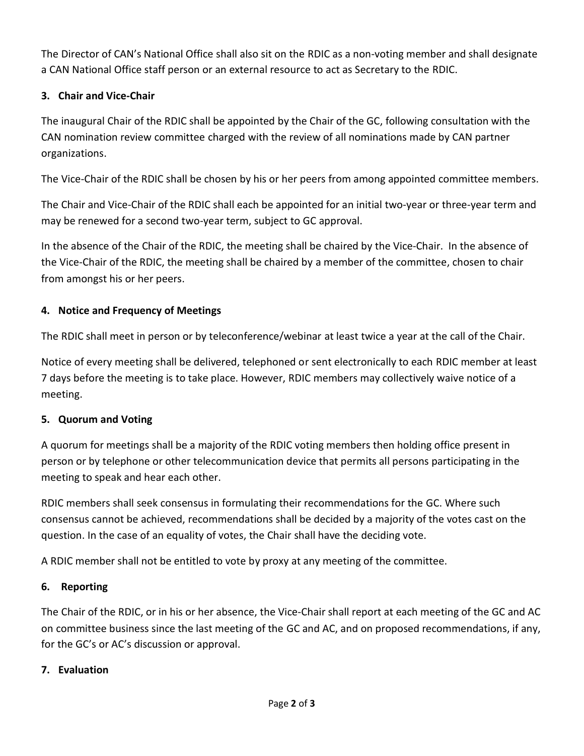The Director of CAN's National Office shall also sit on the RDIC as a non-voting member and shall designate a CAN National Office staff person or an external resource to act as Secretary to the RDIC.

**3. Chair and Vice-Chair**

The inaugural Chair of the RDIC shall be appointed by the Chair of the GC, following consultation with the CAN nomination review committee charged with the review of all nominations made by CAN partner organizations.

The Vice-Chair of the RDIC shall be chosen by his or her peers from among appointed committee members.

The Chair and Vice-Chair of the RDIC shall each be appointed for an initial two-year or three-year term and may be renewed for a second two-year term, subject to GC approval.

In the absence of the Chair of the RDIC, the meeting shall be chaired by the Vice-Chair. In the absence of the Vice-Chair of the RDIC, the meeting shall be chaired by a member of the committee, chosen to chair from amongst his or her peers.

**4. Notice and Frequency of Meetings**

The RDIC shall meet in person or by teleconference/webinar at least twice a year at the call of the Chair.

Notice of every meeting shall be delivered, telephoned or sent electronically to each RDIC member at least 7 days before the meeting is to take place. However, RDIC members may collectively waive notice of a meeting.

**5. Quorum and Voting**

A quorum for meetings shall be a majority of the RDIC voting members then holding office present in person or by telephone or other telecommunication device that permits all persons participating in the meeting to speak and hear each other.

RDIC members shall seek consensus in formulating their recommendations for the GC. Where such consensus cannot be achieved, recommendations shall be decided by a majority of the votes cast on the question. In the case of an equality of votes, the Chair shall have the deciding vote.

A RDIC member shall not be entitled to vote by proxy at any meeting of the committee.

**6. Reporting**

The Chair of the RDIC, or in his or her absence, the Vice-Chair shall report at each meeting of the GC and AC on committee business since the last meeting of the GC and AC, and on proposed recommendations, if any, for the GC's or AC's discussion or approval.

**7. Evaluation**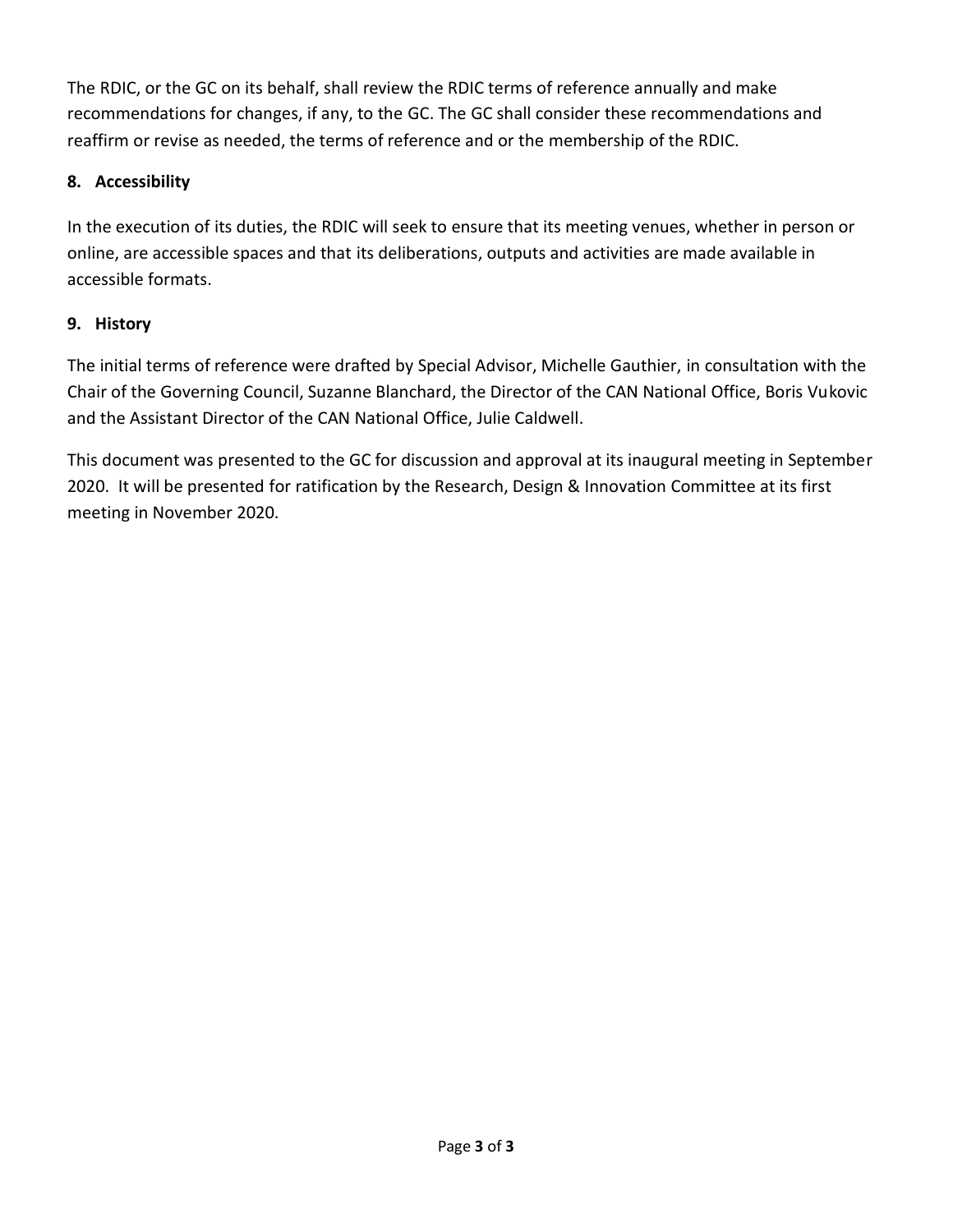The RDIC, or the GC on its behalf, shall review the RDIC terms of reference annually and make recommendations for changes, if any, to the GC. The GC shall consider these recommendations and reaffirm or revise as needed, the terms of reference and or the membership of the RDIC.

## 8. Accessibility

In the execution of its duties, the RDIC will seek to ensure that its meeting venues, whether in person or online, are accessible spaces and that its deliberations, outputs and activities are made available in accessible formats.

## 9. History

The initial terms of reference were drafted by Special Advisor, Michelle Gauthier, in consultation with the Chair of the Governing Council, Suzanne Blanchard, the Director of the CAN National Office, Boris Vukovic and the Assistant Director of the CAN National Office, Julie Caldwell.

This document was presented to the GC for discussion and approval at its inaugural meeting in September 2020. It will be presented for ratification by the Research, Design & Innovation Committee at its first meeting in November 2020.